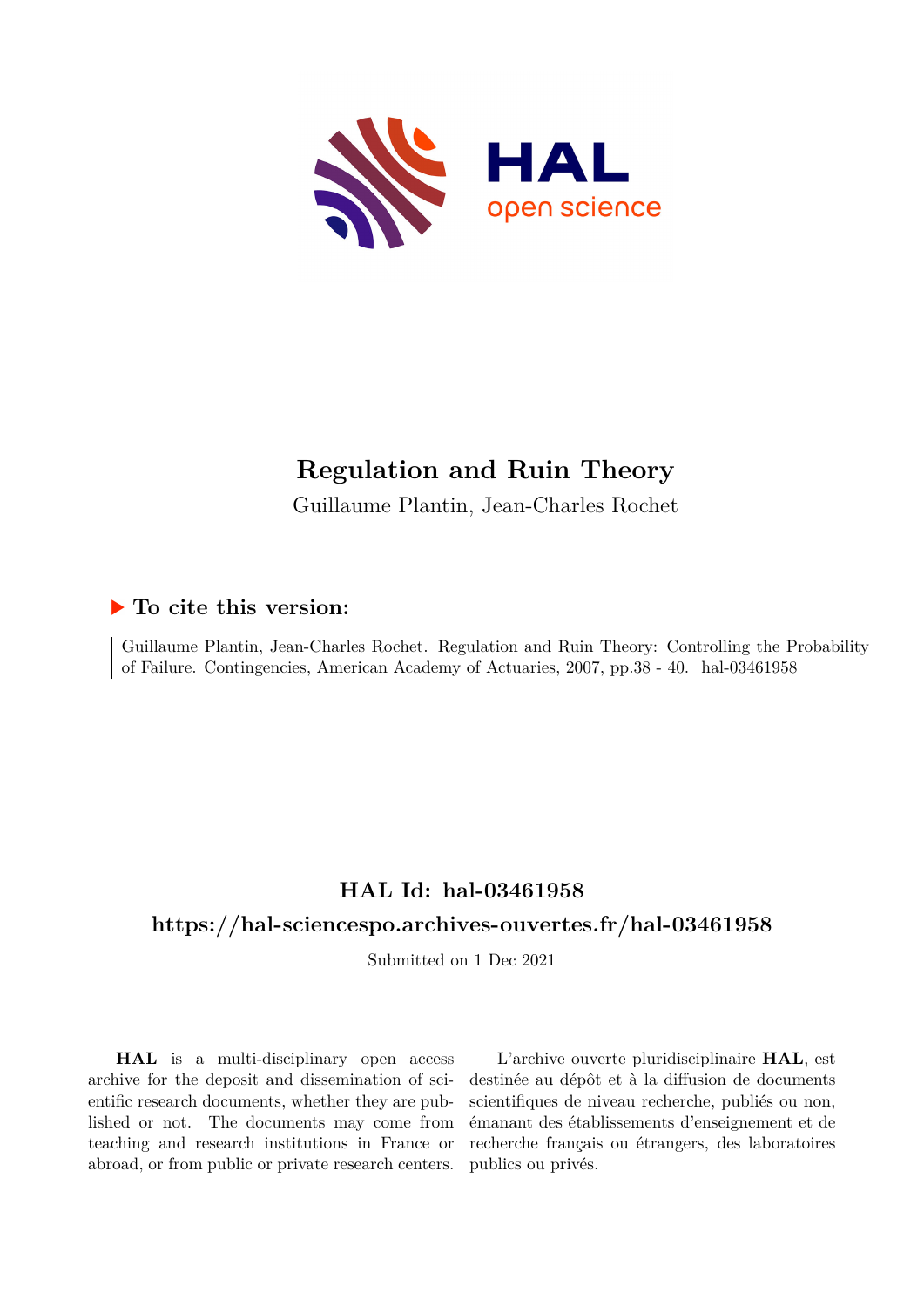# Regulation and Ruin Theory

Guillaume Plantin, Jean-Charles Rochet

## ▶ To cite this version:

Guillaume Plantin, Jean-Charles Rochet. Regulation and Ruin Theory: Controlling the Probability of Failure. Contingencies, American Academy of Actuaries, 2007, pp.38 - 40. hal-03461958

## HAL Id: hal-03461958

## https://hal-sciencespo.archives-ouvertes.fr/hal-03461958

Submitted on 1 Dec 2021

**HAL** is a multi-disciplinary open access archive for the deposit and dissemination of scientific research documents, whether they are published or not. The documents may come from teaching and research institutions in France or abroad, or from public or private research centers.

L'archive ouverte pluridisciplinaire **HAL**, est destinée au dépôt et à la diffusion de documents scientifiques de niveau recherche, publiés ou non, émanant des établissements d'enseignement et de recherche français ou étrangers, des laboratoires publics ou privés.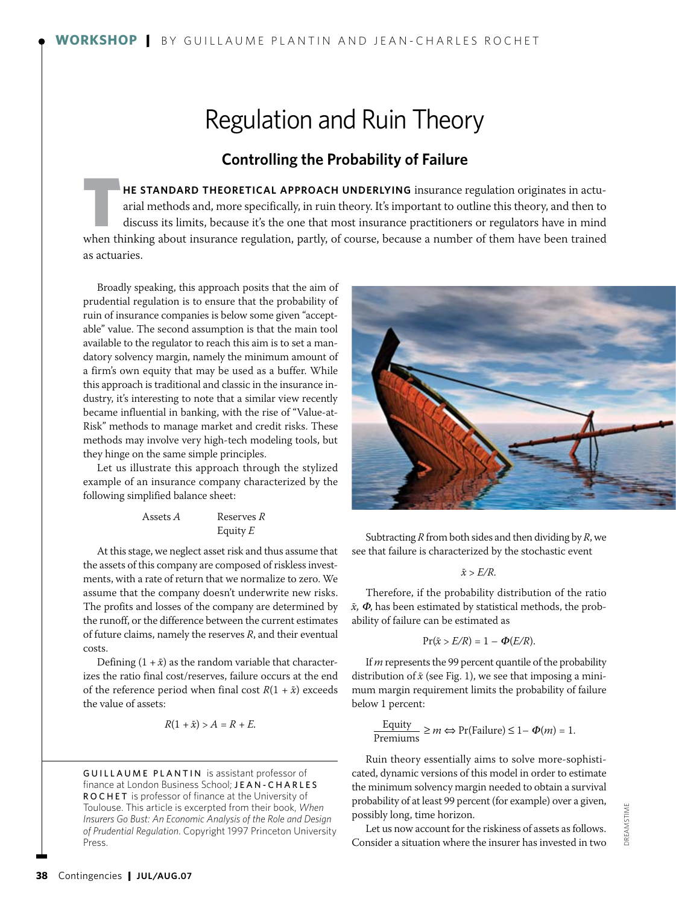WORKSHOP | BY GUILLAUME PLANTIN AND JEAN-CHARLES ROCHET

# Regulation and Ruin Theory

## Controlling the Probability of Failure

**THE STANDARD THEORETICAL APPROACH UNDERLYING** insurance regulation originates in actuarial methods and, more specifically, in ruin theory. It's important to outline this theory, and then to discuss its limits, because it's the one that most insurance practitioners or regulators have in mind when thinking about insurance regulation, partly, of course, because a number of them have been trained as actuaries.

Broadly speaking, this approach posits that the aim of prudential regulation is to ensure that the probability of ruin of insurance companies is below some given "acceptable" value. The second assumption is that the main tool available to the regulator to reach this aim is to set a mandatory solvency margin, namely the minimum amount of a firm's own equity that may be used as a buffer. While this approach is traditional and classic in the insurance industry, it's interesting to note that a similar view recently became influential in banking, with the rise of "Value-at-Risk" methods to manage market and credit risks. These methods may involve very high-tech modeling tools, but they hinge on the same simple principles.

Let us illustrate this approach through the stylized example of an insurance company characterized by the following simplified balance sheet:

| Assets $A$ | Reserves $R$ |
|---|---|
| | Equity $E$ |

At this stage, we neglect asset risk and thus assume that the assets of this company are composed of riskless investments, with a rate of return that we normalize to zero. We assume that the company doesn't underwrite new risks. The profits and losses of the company are determined by the runoff, or the difference between the current estimates of future claims, namely the reserves $R$, and their eventual costs.

Defining $(1 + \tilde{x})$ as the random variable that characterizes the ratio final cost/reserves, failure occurs at the end of the reference period when final cost $R(1 + \tilde{x})$ exceeds the value of assets:

$$R(1 + \tilde{x}) > A = R + E.$$

Subtracting $R$ from both sides and then dividing by $R$, we see that failure is characterized by the stochastic event

$$\tilde{x} > E/R.$$

Therefore, if the probability distribution of the ratio $\tilde{x}$, $\Phi$, has been estimated by statistical methods, the probability of failure can be estimated as

$$\Pr(\tilde{x} > E/R) = 1 - \Phi(E/R).$$

If $m$ represents the 99 percent quantile of the probability distribution of $\tilde{x}$ (see Fig. 1), we see that imposing a minimum margin requirement limits the probability of failure below 1 percent:

$$\frac{\text{Equity}}{\text{Premiums}} \geq m \Leftrightarrow \Pr(\text{Failure}) \leq 1 - \Phi(m) = 1.$$

Ruin theory essentially aims to solve more-sophisticated, dynamic versions of this model in order to estimate the minimum solvency margin needed to obtain a survival probability of at least 99 percent (for example) over a given, possibly long, time horizon.

Let us now account for the riskiness of assets as follows. Consider a situation where the insurer has invested in two

GUILLAUME PLANTIN is assistant professor of finance at London Business School; JEAN-CHARLES ROCHET is professor of finance at the University of Toulouse. This article is excerpted from their book, *When Insurers Go Bust: An Economic Analysis of the Role and Design of Prudential Regulation*. Copyright 1997 Princeton University Press.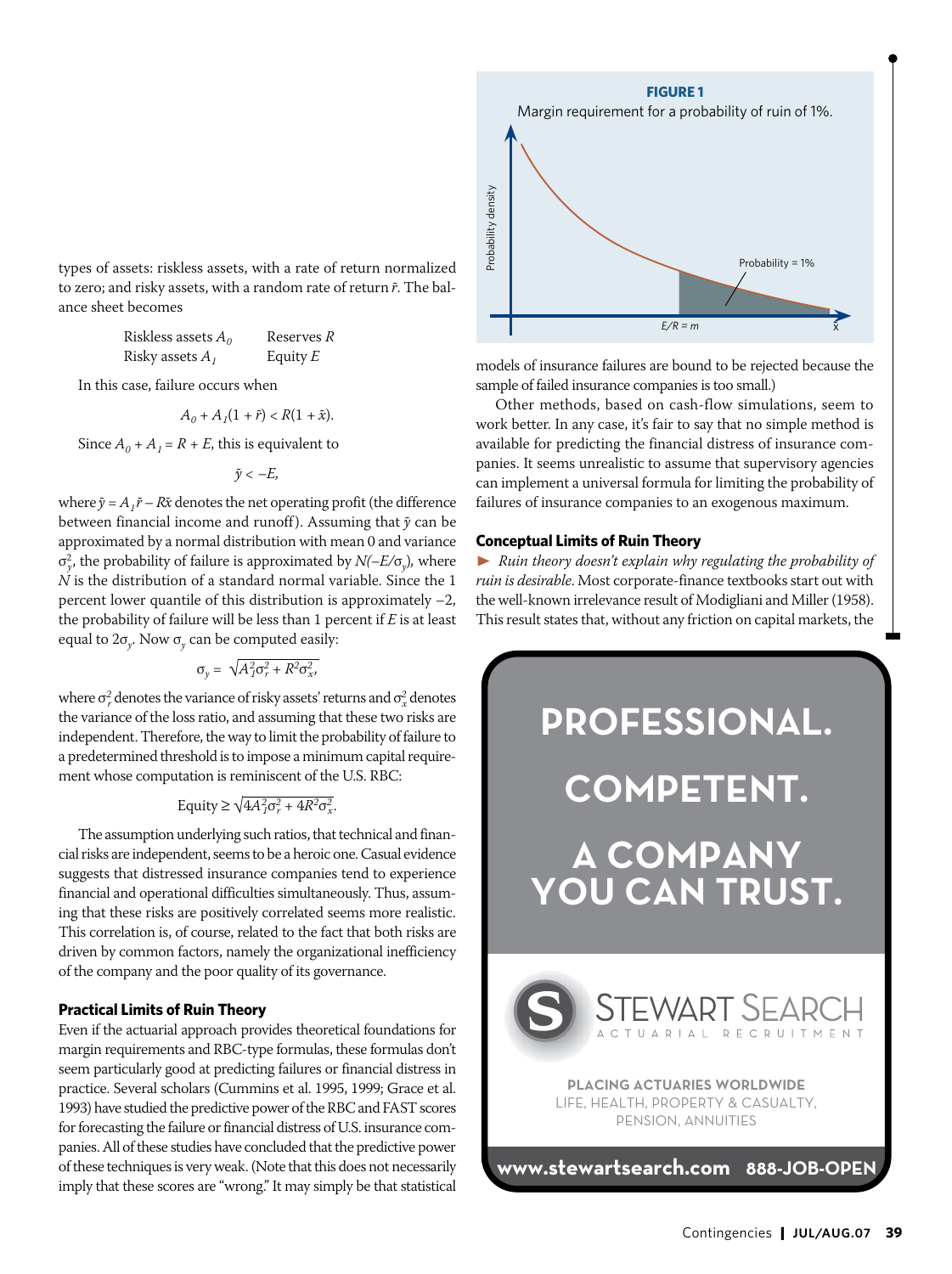types of assets: riskless assets, with a rate of return normalized to zero; and risky assets, with a random rate of return $\tilde{r}$. The balance sheet becomes

| | |
|---|---|
| Riskless assets $A_0$ | Reserves $R$ |
| Risky assets $A_1$ | Equity $E$ |

In this case, failure occurs when

$$A_0 + A_1(1 + \tilde{r}) < R(1 + \tilde{x}).$$

Since $A_0 + A_1 = R + E$, this is equivalent to

$$\tilde{y} < -E,$$

where $\tilde{y} = A_1\tilde{r} - R\tilde{x}$ denotes the net operating profit (the difference between financial income and runoff). Assuming that $\tilde{y}$ can be approximated by a normal distribution with mean 0 and variance $\sigma_y^2$, the probability of failure is approximated by $N(-E/\sigma_y)$, where $N$ is the distribution of a standard normal variable. Since the 1 percent lower quantile of this distribution is approximately $-2$, the probability of failure will be less than 1 percent if $E$ is at least equal to $2\sigma_y$. Now $\sigma_y$ can be computed easily:

$$\sigma_y = \sqrt{A_1^2\sigma_r^2 + R^2\sigma_x^2},$$

where $\sigma_r^2$ denotes the variance of risky assets' returns and $\sigma_x^2$ denotes the variance of the loss ratio, and assuming that these two risks are independent. Therefore, the way to limit the probability of failure to a predetermined threshold is to impose a minimum capital requirement whose computation is reminiscent of the U.S. RBC:

$$\text{Equity} \geq \sqrt{4A_1^2\sigma_r^2 + 4R^2\sigma_x^2}.$$

The assumption underlying such ratios, that technical and financial risks are independent, seems to be a heroic one. Casual evidence suggests that distressed insurance companies tend to experience financial and operational difficulties simultaneously. Thus, assuming that these risks are positively correlated seems more realistic. This correlation is, of course, related to the fact that both risks are driven by common factors, namely the organizational inefficiency of the company and the poor quality of its governance.

### Practical Limits of Ruin Theory

Even if the actuarial approach provides theoretical foundations for margin requirements and RBC-type formulas, these formulas don't seem particularly good at predicting failures or financial distress in practice. Several scholars (Cummins et al. 1995, 1999; Grace et al. 1993) have studied the predictive power of the RBC and FAST scores for forecasting the failure or financial distress of U.S. insurance companies. All of these studies have concluded that the predictive power of these techniques is very weak. (Note that this does not necessarily imply that these scores are "wrong." It may simply be that statistical models of insurance failures are bound to be rejected because the sample of failed insurance companies is too small.)

**FIGURE 1**

Margin requirement for a probability of ruin of 1%.

Other methods, based on cash-flow simulations, seem to work better. In any case, it's fair to say that no simple method is available for predicting the financial distress of insurance companies. It seems unrealistic to assume that supervisory agencies can implement a universal formula for limiting the probability of failures of insurance companies to an exogenous maximum.

### Conceptual Limits of Ruin Theory

► *Ruin theory doesn't explain why regulating the probability of ruin is desirable.* Most corporate-finance textbooks start out with the well-known irrelevance result of Modigliani and Miller (1958). This result states that, without any friction on capital markets, the

**PROFESSIONAL. COMPETENT. A COMPANY YOU CAN TRUST.**

STEWART SEARCH — ACTUARIAL RECRUITMENT

PLACING ACTUARIES WORLDWIDE
LIFE, HEALTH, PROPERTY & CASUALTY, PENSION, ANNUITIES

www.stewartsearch.com 888-JOB-OPEN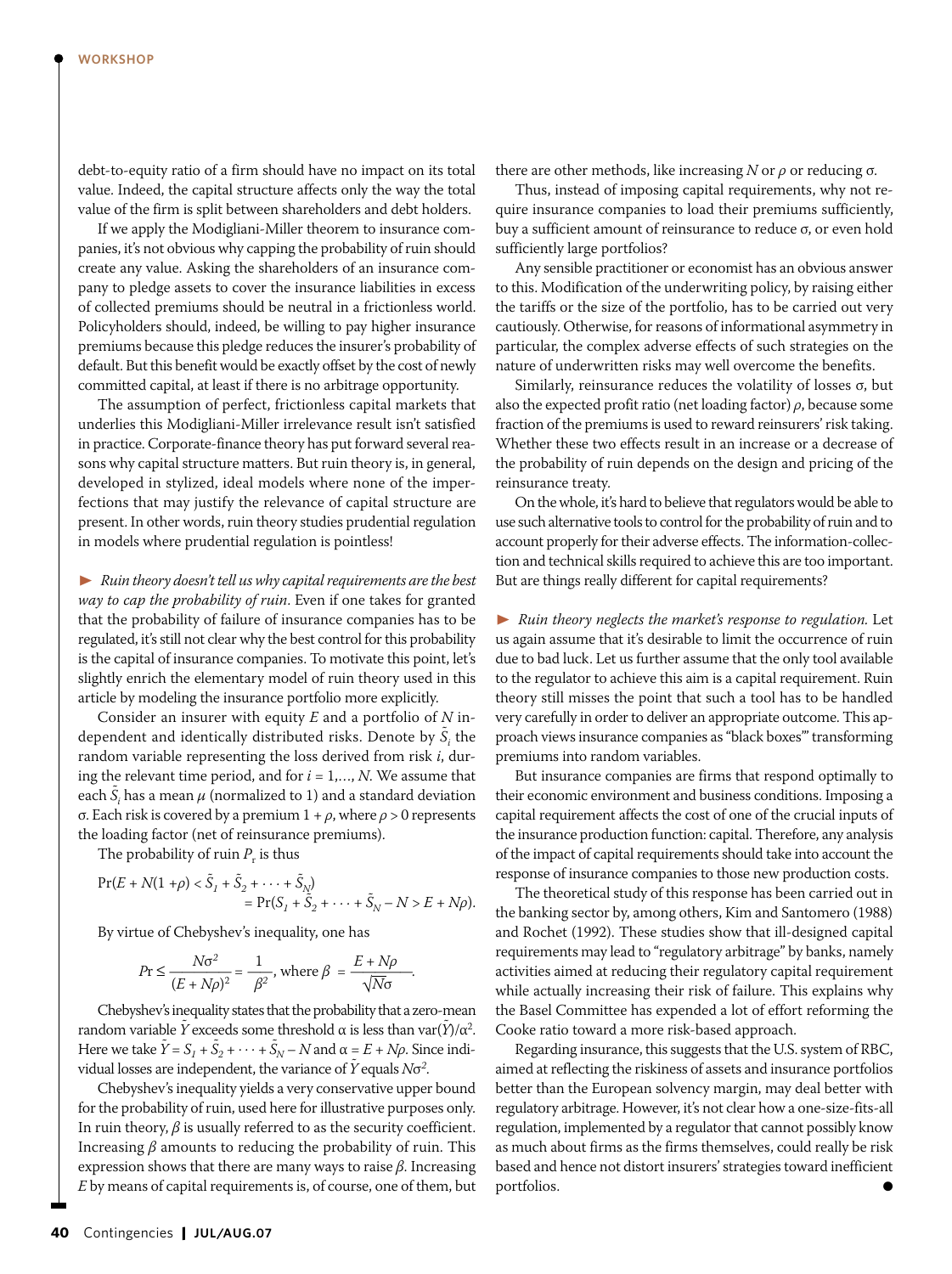debt-to-equity ratio of a firm should have no impact on its total value. Indeed, the capital structure affects only the way the total value of the firm is split between shareholders and debt holders.

If we apply the Modigliani-Miller theorem to insurance companies, it's not obvious why capping the probability of ruin should create any value. Asking the shareholders of an insurance company to pledge assets to cover the insurance liabilities in excess of collected premiums should be neutral in a frictionless world. Policyholders should, indeed, be willing to pay higher insurance premiums because this pledge reduces the insurer's probability of default. But this benefit would be exactly offset by the cost of newly committed capital, at least if there is no arbitrage opportunity.

The assumption of perfect, frictionless capital markets that underlies this Modigliani-Miller irrelevance result isn't satisfied in practice. Corporate-finance theory has put forward several reasons why capital structure matters. But ruin theory is, in general, developed in stylized, ideal models where none of the imperfections that may justify the relevance of capital structure are present. In other words, ruin theory studies prudential regulation in models where prudential regulation is pointless!

► *Ruin theory doesn't tell us why capital requirements are the best way to cap the probability of ruin.* Even if one takes for granted that the probability of failure of insurance companies has to be regulated, it's still not clear why the best control for this probability is the capital of insurance companies. To motivate this point, let's slightly enrich the elementary model of ruin theory used in this article by modeling the insurance portfolio more explicitly.

Consider an insurer with equity $E$ and a portfolio of $N$ independent and identically distributed risks. Denote by $\tilde{S}_i$ the random variable representing the loss derived from risk $i$, during the relevant time period, and for $i = 1,\ldots, N$. We assume that each $\tilde{S}_i$ has a mean $\mu$ (normalized to 1) and a standard deviation $\sigma$. Each risk is covered by a premium $1 + \rho$, where $\rho > 0$ represents the loading factor (net of reinsurance premiums).

The probability of ruin $P_r$ is thus

$$\Pr(E + N(1+\rho) < \tilde{S}_1 + \tilde{S}_2 + \cdots + \tilde{S}_N) = \Pr(S_1 + \tilde{S}_2 + \cdots + \tilde{S}_N - N > E + N\rho).$$

By virtue of Chebyshev's inequality, one has

$$Pr \leq \frac{N\sigma^2}{(E+N\rho)^2} = \frac{1}{\beta^2}, \text{ where } \beta = \frac{E+N\rho}{\sqrt{N}\sigma}.$$

Chebyshev's inequality states that the probability that a zero-mean random variable $\tilde{Y}$ exceeds some threshold $\alpha$ is less than $\mathrm{var}(\tilde{Y})/\alpha^2$. Here we take $\tilde{Y} = S_1 + \tilde{S}_2 + \cdots + \tilde{S}_N - N$ and $\alpha = E + N\rho$. Since individual losses are independent, the variance of $\tilde{Y}$ equals $N\sigma^2$.

Chebyshev's inequality yields a very conservative upper bound for the probability of ruin, used here for illustrative purposes only. In ruin theory, $\beta$ is usually referred to as the security coefficient. Increasing $\beta$ amounts to reducing the probability of ruin. This expression shows that there are many ways to raise $\beta$. Increasing $E$ by means of capital requirements is, of course, one of them, but there are other methods, like increasing $N$ or $\rho$ or reducing $\sigma$.

Thus, instead of imposing capital requirements, why not require insurance companies to load their premiums sufficiently, buy a sufficient amount of reinsurance to reduce $\sigma$, or even hold sufficiently large portfolios?

Any sensible practitioner or economist has an obvious answer to this. Modification of the underwriting policy, by raising either the tariffs or the size of the portfolio, has to be carried out very cautiously. Otherwise, for reasons of informational asymmetry in particular, the complex adverse effects of such strategies on the nature of underwritten risks may well overcome the benefits.

Similarly, reinsurance reduces the volatility of losses $\sigma$, but also the expected profit ratio (net loading factor) $\rho$, because some fraction of the premiums is used to reward reinsurers' risk taking. Whether these two effects result in an increase or a decrease of the probability of ruin depends on the design and pricing of the reinsurance treaty.

On the whole, it's hard to believe that regulators would be able to use such alternative tools to control for the probability of ruin and to account properly for their adverse effects. The information-collection and technical skills required to achieve this are too important. But are things really different for capital requirements?

► *Ruin theory neglects the market's response to regulation.* Let us again assume that it's desirable to limit the occurrence of ruin due to bad luck. Let us further assume that the only tool available to the regulator to achieve this aim is a capital requirement. Ruin theory still misses the point that such a tool has to be handled very carefully in order to deliver an appropriate outcome. This approach views insurance companies as "black boxes'" transforming premiums into random variables.

But insurance companies are firms that respond optimally to their economic environment and business conditions. Imposing a capital requirement affects the cost of one of the crucial inputs of the insurance production function: capital. Therefore, any analysis of the impact of capital requirements should take into account the response of insurance companies to those new production costs.

The theoretical study of this response has been carried out in the banking sector by, among others, Kim and Santomero (1988) and Rochet (1992). These studies show that ill-designed capital requirements may lead to "regulatory arbitrage" by banks, namely activities aimed at reducing their regulatory capital requirement while actually increasing their risk of failure. This explains why the Basel Committee has expended a lot of effort reforming the Cooke ratio toward a more risk-based approach.

Regarding insurance, this suggests that the U.S. system of RBC, aimed at reflecting the riskiness of assets and insurance portfolios better than the European solvency margin, may deal better with regulatory arbitrage. However, it's not clear how a one-size-fits-all regulation, implemented by a regulator that cannot possibly know as much about firms as the firms themselves, could really be risk based and hence not distort insurers' strategies toward inefficient portfolios.